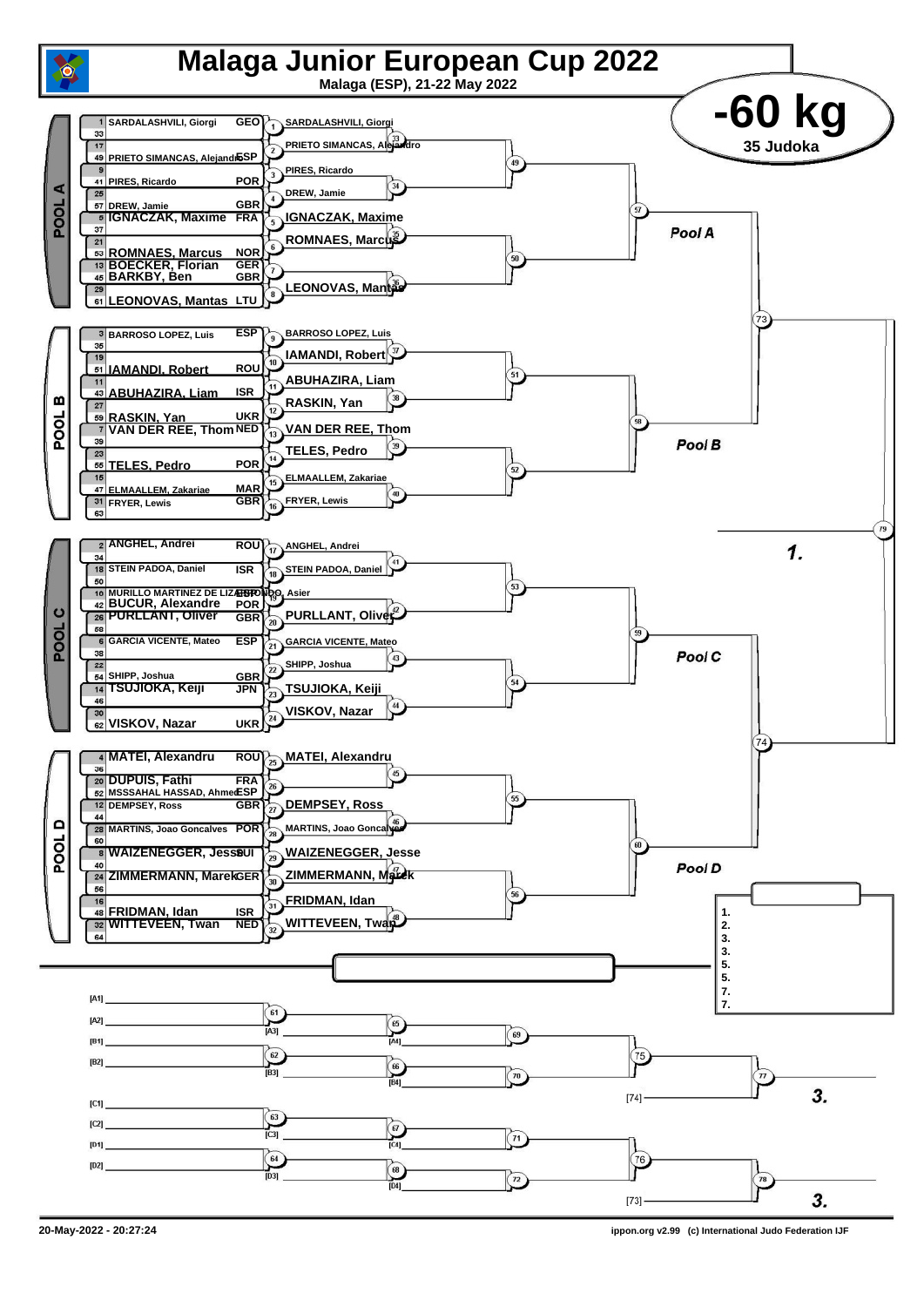# Malaga Junior European Cup 2022

Malaga (ESP), 21-22 May 2022

## -60 kg

35 Judoka

### POOL A

| Seed | Name | Country |
|---|---|---|
| 1 | SARDALASHVILI, Giorgi | GEO |
| 33 | | |
| 17 | | |
| 49 | PRIETO SIMANCAS, Alejandro | ESP |
| 9 | | |
| 41 | PIRES, Ricardo | POR |
| 25 | | |
| 57 | DREW, Jamie | GBR |
| 5 | IGNACZAK, Maxime | FRA |
| 37 | | |
| 21 | | |
| 53 | ROMNAES, Marcus | NOR |
| 13 | BOECKER, Florian | GER |
| 45 | BARKBY, Ben | GBR |
| 29 | | |
| 61 | LEONOVAS, Mantas | LTU |

Round 1:
- 1: SARDALASHVILI, Giorgi
- 2: PRIETO SIMANCAS, Alejandro
- 3: PIRES, Ricardo
- 4: DREW, Jamie
- 5: IGNACZAK, Maxime
- 6: ROMNAES, Marcus
- 7: (blank)
- 8: LEONOVAS, Mantas

Pool A

### POOL B

| Seed | Name | Country |
|---|---|---|
| 3 | BARROSO LOPEZ, Luis | ESP |
| 35 | | |
| 19 | | |
| 51 | IAMANDI, Robert | ROU |
| 11 | | |
| 43 | ABUHAZIRA, Liam | ISR |
| 27 | | |
| 59 | RASKIN, Yan | UKR |
| 7 | VAN DER REE, Thom | NED |
| 39 | | |
| 23 | | |
| 55 | TELES, Pedro | POR |
| 15 | | |
| 47 | ELMAALLEM, Zakariae | MAR |
| 31 | FRYER, Lewis | GBR |
| 63 | | |

Round 1:
- 9: BARROSO LOPEZ, Luis
- 10: IAMANDI, Robert
- 11: ABUHAZIRA, Liam
- 12: RASKIN, Yan
- 13: VAN DER REE, Thom
- 14: TELES, Pedro
- 15: ELMAALLEM, Zakariae
- 16: FRYER, Lewis

Pool B

### POOL C

| Seed | Name | Country |
|---|---|---|
| 2 | ANGHEL, Andrei | ROU |
| 34 | | |
| 18 | STEIN PADOA, Daniel | ISR |
| 50 | | |
| 10 | MURILLO MARTINEZ DE LIZARRONDO, Asier | ESP |
| 42 | BUCUR, Alexandre | POR |
| 26 | PURLLANT, Oliver | GBR |
| 58 | | |
| 6 | GARCIA VICENTE, Mateo | ESP |
| 38 | | |
| 22 | | |
| 54 | SHIPP, Joshua | GBR |
| 14 | TSUJIOKA, Keiji | JPN |
| 46 | | |
| 30 | | |
| 62 | VISKOV, Nazar | UKR |

Round 1:
- 17: ANGHEL, Andrei
- 18: STEIN PADOA, Daniel
- 19: MURILLO MARTINEZ DE LIZARRONDO, Asier
- 20: PURLLANT, Oliver
- 21: GARCIA VICENTE, Mateo
- 22: SHIPP, Joshua
- 23: TSUJIOKA, Keiji
- 24: VISKOV, Nazar

Pool C

### POOL D

| Seed | Name | Country |
|---|---|---|
| 4 | MATEI, Alexandru | ROU |
| 36 | | |
| 20 | DUPUIS, Fathi | FRA |
| 52 | MSSSAHAL HASSAD, Ahmed | ESP |
| 12 | DEMPSEY, Ross | GBR |
| 44 | | |
| 28 | MARTINS, Joao Goncalves | POR |
| 60 | | |
| 8 | WAIZENEGGER, Jesse | SUI |
| 40 | | |
| 24 | ZIMMERMANN, Marek | GER |
| 56 | | |
| 16 | | |
| 48 | FRIDMAN, Idan | ISR |
| 32 | WITTEVEEN, Twan | NED |
| 64 | | |

Round 1:
- 25: MATEI, Alexandru
- 26: (blank)
- 27: DEMPSEY, Ross
- 28: MARTINS, Joao Goncalves
- 29: WAIZENEGGER, Jesse
- 30: ZIMMERMANN, Marek
- 31: FRIDMAN, Idan
- 32: WITTEVEEN, Twan

Pool D

Final (79): 1.

### Results

1.
2.
3.
3.
5.
5.
7.
7.

### Repechage

[A1] / [A2] (61) — [A3] (65) — [A4] (69) — 75 — 77 — [74] — 3.

[B1] / [B2] (62) — [B3] (66) — [B4] (70)

[C1] / [C2] (63) — [C3] (67) — [C4] (71) — 76 — 78 — [73] — 3.

[D1] / [D2] (64) — [D3] (68) — [D4] (72)

20-May-2022 - 20:27:24

ippon.org v2.99 (c) International Judo Federation IJF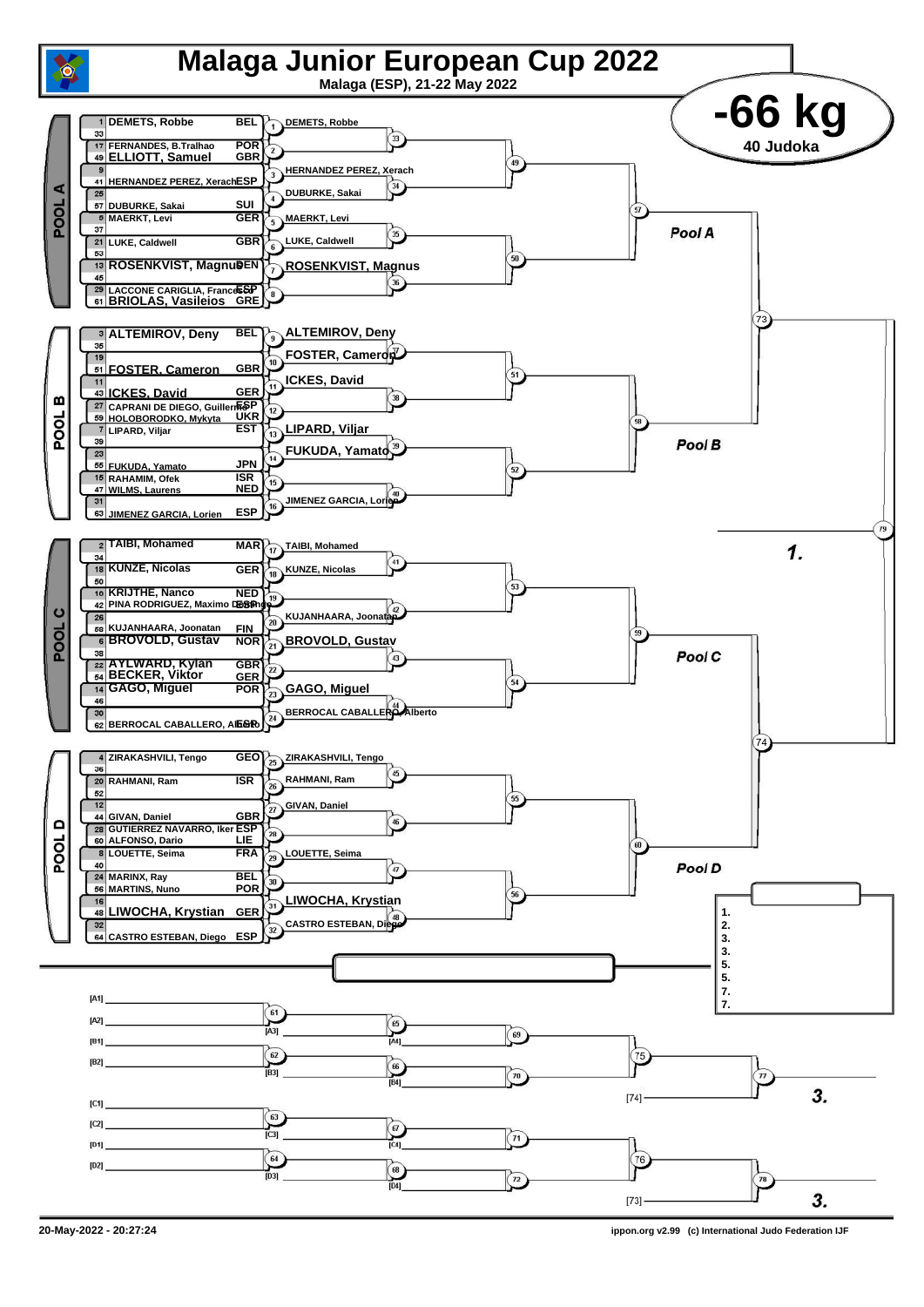# Malaga Junior European Cup 2022

**Malaga (ESP), 21-22 May 2022**

## -66 kg

**40 Judoka**

## POOL A

| No. | Name | Country |
|---|---|---|
| 1 | DEMETS, Robbe | BEL |
| 33 | | |
| 17 | FERNANDES, B.Tralhao | POR |
| 49 | ELLIOTT, Samuel | GBR |
| 9 | | |
| 41 | HERNANDEZ PEREZ, Xerach | ESP |
| 25 | | |
| 57 | DUBURKE, Sakai | SUI |
| 5 | MAERKT, Levi | GER |
| 37 | | |
| 21 | LUKE, Caldwell | GBR |
| 53 | | |
| 13 | ROSENKVIST, Magnus | DEN |
| 45 | | |
| 29 | LACCONE CARIGLIA, Frances | ESP |
| 61 | BRIOLAS, Vasileios | GRE |

Round results:
- 1: DEMETS, Robbe
- 3: HERNANDEZ PEREZ, Xerach
- 4: DUBURKE, Sakai
- 5: MAERKT, Levi
- 6: LUKE, Caldwell
- 7: ROSENKVIST, Magnus

## POOL B

| No. | Name | Country |
|---|---|---|
| 3 | ALTEMIROV, Deny | BEL |
| 35 | | |
| 19 | | |
| 51 | FOSTER, Cameron | GBR |
| 11 | | |
| 43 | ICKES, David | GER |
| 27 | CAPRANI DE DIEGO, Guillermo | ESP |
| 59 | HOLOBORODKO, Mykyta | UKR |
| 7 | LIPARD, Viljar | EST |
| 39 | | |
| 23 | | |
| 55 | FUKUDA, Yamato | JPN |
| 15 | RAHAMIM, Ofek | ISR |
| 47 | WILMS, Laurens | NED |
| 31 | | |
| 63 | JIMENEZ GARCIA, Lorien | ESP |

Round results:
- 9: ALTEMIROV, Deny
- 10: FOSTER, Cameron
- 11: ICKES, David
- 13: LIPARD, Viljar
- 14: FUKUDA, Yamato
- 16: JIMENEZ GARCIA, Lorien

## POOL C

| No. | Name | Country |
|---|---|---|
| 2 | TAIBI, Mohamed | MAR |
| 34 | | |
| 18 | KUNZE, Nicolas | GER |
| 50 | | |
| 10 | KRIJTHE, Nanco | NED |
| 42 | PINA RODRIGUEZ, Maximo Domingo | ESP |
| 26 | | |
| 58 | KUJANHAARA, Joonatan | FIN |
| 6 | BROVOLD, Gustav | NOR |
| 38 | | |
| 22 | AYLWARD, Kylan | GBR |
| 54 | BECKER, Viktor | GER |
| 14 | GAGO, Miguel | POR |
| 46 | | |
| 30 | | |
| 62 | BERROCAL CABALLERO, Alberto | ESP |

Round results:
- 17: TAIBI, Mohamed
- 18: KUNZE, Nicolas
- 20: KUJANHAARA, Joonatan
- 21: BROVOLD, Gustav
- 23: GAGO, Miguel
- 24: BERROCAL CABALLERO, Alberto

## POOL D

| No. | Name | Country |
|---|---|---|
| 4 | ZIRAKASHVILI, Tengo | GEO |
| 36 | | |
| 20 | RAHMANI, Ram | ISR |
| 52 | | |
| 12 | | |
| 44 | GIVAN, Daniel | GBR |
| 28 | GUTIERREZ NAVARRO, Iker | ESP |
| 60 | ALFONSO, Dario | LIE |
| 8 | LOUETTE, Seima | FRA |
| 40 | | |
| 24 | MARINX, Ray | BEL |
| 56 | MARTINS, Nuno | POR |
| 16 | | |
| 48 | LIWOCHA, Krystian | GER |
| 32 | | |
| 64 | CASTRO ESTEBAN, Diego | ESP |

Round results:
- 25: ZIRAKASHVILI, Tengo
- 26: RAHMANI, Ram
- 27: GIVAN, Daniel
- 29: LOUETTE, Seima
- 31: LIWOCHA, Krystian
- 32: CASTRO ESTEBAN, Diego

## Final Results

1.
2.
3.
3.
5.
5.
7.
7.

## Repechage

[A1] [A2] [B1] [B2] [C1] [C2] [D1] [D2]

[A3] [A4] [B3] [B4] [C3] [C4] [D3] [D4]

[74] 3.

[73] 3.

20-May-2022 - 20:27:24

ippon.org v2.99 (c) International Judo Federation IJF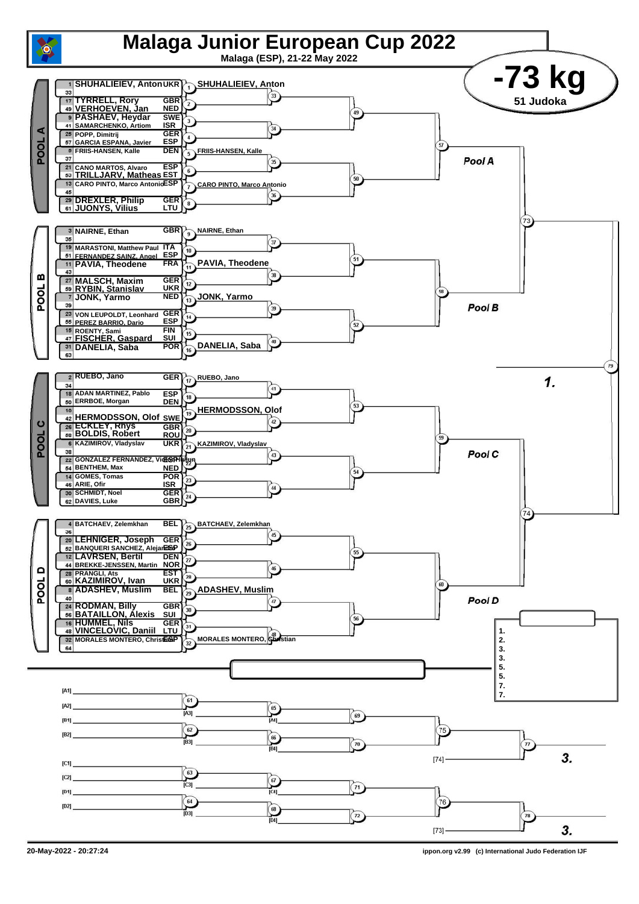# Malaga Junior European Cup 2022

Malaga (ESP), 21-22 May 2022

## -73 kg

51 Judoka

### POOL A

| Seed | Name | Country | Match | Winner |
|---|---|---|---|---|
| 1 | SHUHALIEIEV, Anton | UKR | 1 | SHUHALIEIEV, Anton |
| 33 | | | | |
| 17 | TYRRELL, Rory | GBR | 2 | |
| 49 | VERHOEVEN, Jan | NED | | |
| 9 | PASHAEV, Heydar | SWE | 3 | |
| 41 | SAMARCHENKO, Artiom | ISR | | |
| 25 | POPP, Dimitrij | GER | 4 | |
| 57 | GARCIA ESPANA, Javier | ESP | | |
| 5 | FRIIS-HANSEN, Kalle | DEN | 5 | FRIIS-HANSEN, Kalle |
| 37 | | | | |
| 21 | CANO MARTOS, Alvaro | ESP | 6 | |
| 53 | TRILLJARV, Matheas | EST | | |
| 13 | CARO PINTO, Marco Antonio | ESP | 7 | CARO PINTO, Marco Antonio |
| 45 | | | | |
| 29 | DREXLER, Philip | GER | 8 | |
| 61 | JUONYS, Vilius | LTU | | |

### POOL B

| Seed | Name | Country | Match | Winner |
|---|---|---|---|---|
| 3 | NAIRNE, Ethan | GBR | 9 | NAIRNE, Ethan |
| 35 | | | | |
| 19 | MARASTONI, Matthew Paul | ITA | 10 | |
| 51 | FERNANDEZ SAINZ, Angel | ESP | | |
| 11 | PAVIA, Theodene | FRA | 11 | PAVIA, Theodene |
| 43 | | | | |
| 27 | MALSCH, Maxim | GER | 12 | |
| 59 | RYBIN, Stanislav | UKR | | |
| 7 | JONK, Yarmo | NED | 13 | JONK, Yarmo |
| 39 | | | | |
| 23 | VON LEUPOLDT, Leonhard | GER | 14 | |
| 55 | PEREZ BARRIO, Dario | ESP | | |
| 15 | ROENTY, Sami | FIN | 15 | |
| 47 | FISCHER, Gaspard | SUI | | |
| 31 | DANELIA, Saba | POR | 16 | DANELIA, Saba |
| 63 | | | | |

### POOL C

| Seed | Name | Country | Match | Winner |
|---|---|---|---|---|
| 2 | RUEBO, Jano | GER | 17 | RUEBO, Jano |
| 34 | | | | |
| 18 | ADAN MARTINEZ, Pablo | ESP | 18 | |
| 50 | ERRBOE, Morgan | DEN | | |
| 10 | | | 19 | HERMODSSON, Olof |
| 42 | HERMODSSON, Olof | SWE | | |
| 26 | ECKLEY, Rhys | GBR | 20 | |
| 58 | BOLDIS, Robert | ROU | | |
| 6 | KAZIMIROV, Vladyslav | UKR | 21 | KAZIMIROV, Vladyslav |
| 38 | | | | |
| 22 | GONZALEZ FERNANDEZ, Victor Hugo | ESP | 22 | |
| 54 | BENTHEM, Max | NED | | |
| 14 | GOMES, Tomas | POR | 23 | |
| 46 | ARIE, Ofir | ISR | | |
| 30 | SCHMIDT, Noel | GER | 24 | |
| 62 | DAVIES, Luke | GBR | | |

### POOL D

| Seed | Name | Country | Match | Winner |
|---|---|---|---|---|
| 4 | BATCHAEV, Zelemkhan | BEL | 25 | BATCHAEV, Zelemkhan |
| 36 | | | | |
| 20 | LEHNIGER, Joseph | GER | 26 | |
| 52 | BANQUERI SANCHEZ, Alejandro | ESP | | |
| 12 | LAVRSEN, Bertil | DEN | 27 | |
| 44 | BREKKE-JENSSEN, Martin | NOR | | |
| 28 | PRANGLI, Ats | EST | 28 | |
| 60 | KAZIMIROV, Ivan | UKR | | |
| 8 | ADASHEV, Muslim | BEL | 29 | ADASHEV, Muslim |
| 40 | | | | |
| 24 | RODMAN, Billy | GBR | 30 | |
| 56 | BATAILLON, Alexis | SUI | | |
| 16 | HUMMEL, Nils | GER | 31 | |
| 48 | VINCELOVIC, Daniil | LTU | | |
| 32 | MORALES MONTERO, Christian | ESP | 32 | MORALES MONTERO, Christian |
| 64 | | | | |

Pool A — Pool B — Pool C — Pool D — 1.

**Final results:** 1. / 2. / 3. / 3. / 5. / 5. / 7. / 7.

### Repechage

[A1] [A2] — 61 — [A3] — 65 — [A4] — 69 — 75 — 77 — [74] — 3.

[B1] [B2] — 62 — [B3] — 66 — [B4] — 70

[C1] [C2] — 63 — [C3] — 67 — [C4] — 71 — 76 — 78 — [73] — 3.

[D1] [D2] — 64 — [D3] — 68 — [D4] — 72

20-May-2022 - 20:27:24 — ippon.org v2.99 (c) International Judo Federation IJF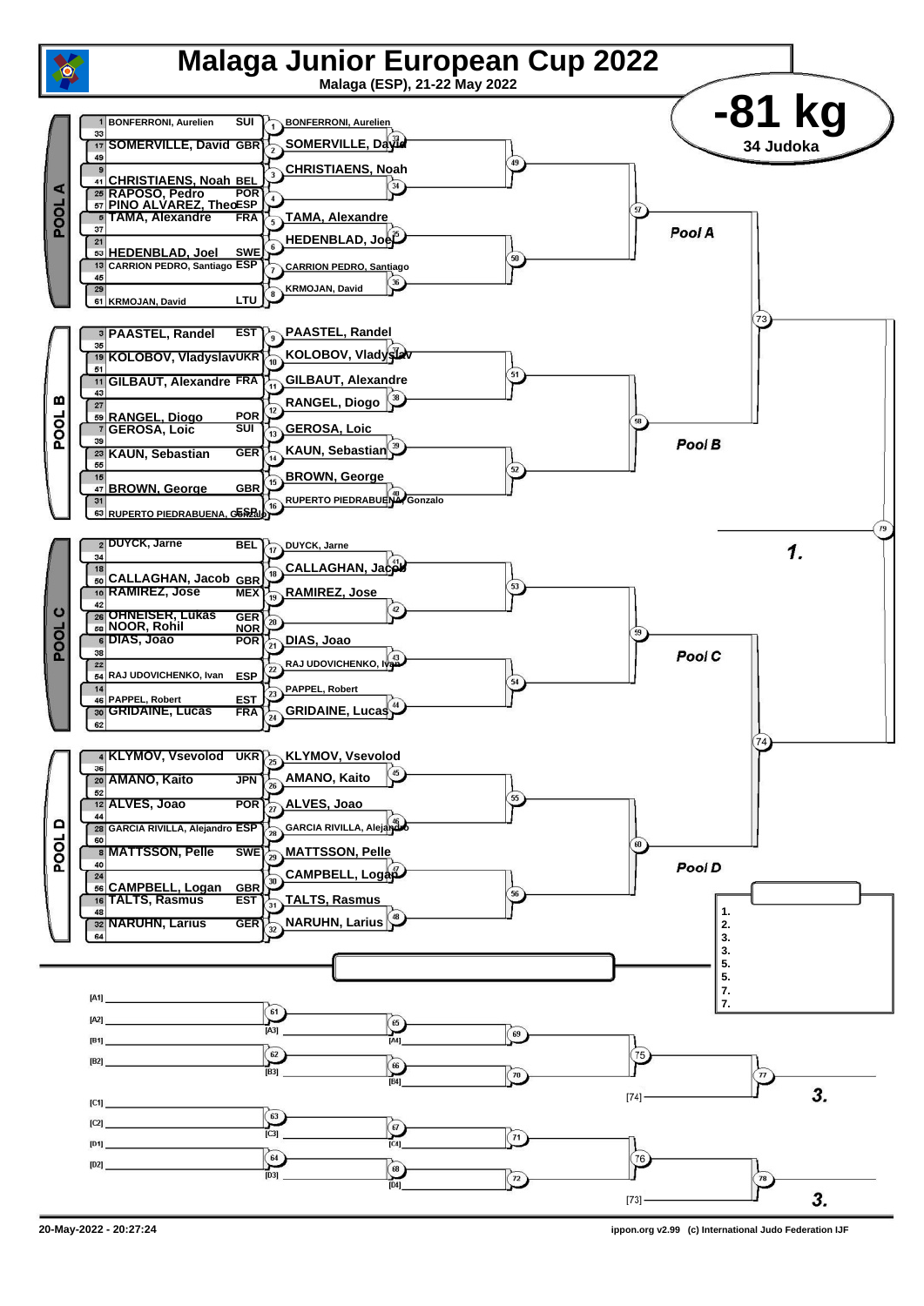# Malaga Junior European Cup 2022

**Malaga (ESP), 21-22 May 2022**

## -81 kg

**34 Judoka**

### POOL A

| No. | Name | Nation |
|---|---|---|
| 1 | BONFERRONI, Aurelien | SUI |
| 33 | | |
| 17 | SOMERVILLE, David | GBR |
| 49 | | |
| 9 | | |
| 41 | CHRISTIAENS, Noah | BEL |
| 25 | RAPOSO, Pedro | POR |
| 57 | PINO ALVAREZ, Theo | ESP |
| 5 | TAMA, Alexandre | FRA |
| 37 | | |
| 21 | | |
| 53 | HEDENBLAD, Joel | SWE |
| 13 | CARRION PEDRO, Santiago | ESP |
| 45 | | |
| 29 | | |
| 61 | KRMOJAN, David | LTU |

Round 1: (1) BONFERRONI, Aurelien; (2) SOMERVILLE, David; (3) CHRISTIAENS, Noah; (4); (5) TAMA, Alexandre; (6) HEDENBLAD, Joel; (7) CARRION PEDRO, Santiago; (8) KRMOJAN, David

Contests: 33, 34, 35, 36, 49, 50, 57 — Pool A

### POOL B

| No. | Name | Nation |
|---|---|---|
| 3 | PAASTEL, Randel | EST |
| 35 | | |
| 19 | KOLOBOV, Vladyslav | UKR |
| 51 | | |
| 11 | GILBAUT, Alexandre | FRA |
| 43 | | |
| 27 | | |
| 59 | RANGEL, Diogo | POR |
| 7 | GEROSA, Loic | SUI |
| 39 | | |
| 23 | KAUN, Sebastian | GER |
| 55 | | |
| 15 | | |
| 47 | BROWN, George | GBR |
| 31 | | |
| 63 | RUPERTO PIEDRABUENA, Gonzalo | ESP |

Round 1: (9) PAASTEL, Randel; (10) KOLOBOV, Vladyslav; (11) GILBAUT, Alexandre; (12) RANGEL, Diogo; (13) GEROSA, Loic; (14) KAUN, Sebastian; (15) BROWN, George; (16) RUPERTO PIEDRABUENA, Gonzalo

Contests: 37, 38, 39, 40, 51, 52, 58 — Pool B

### POOL C

| No. | Name | Nation |
|---|---|---|
| 2 | DUYCK, Jarne | BEL |
| 34 | | |
| 18 | | |
| 50 | CALLAGHAN, Jacob | GBR |
| 10 | RAMIREZ, Jose | MEX |
| 42 | | |
| 26 | OHNEISER, Lukas | GER |
| 58 | NOOR, Rohil | NOR |
| 6 | DIAS, Joao | POR |
| 38 | | |
| 22 | | |
| 54 | RAJ UDOVICHENKO, Ivan | ESP |
| 14 | | |
| 46 | PAPPEL, Robert | EST |
| 30 | GRIDAINE, Lucas | FRA |
| 62 | | |

Round 1: (17) DUYCK, Jarne; (18) CALLAGHAN, Jacob; (19) RAMIREZ, Jose; (20); (21) DIAS, Joao; (22) RAJ UDOVICHENKO, Ivan; (23) PAPPEL, Robert; (24) GRIDAINE, Lucas

Contests: 41, 42, 43, 44, 53, 54, 59 — Pool C

### POOL D

| No. | Name | Nation |
|---|---|---|
| 4 | KLYMOV, Vsevolod | UKR |
| 36 | | |
| 20 | AMANO, Kaito | JPN |
| 52 | | |
| 12 | ALVES, Joao | POR |
| 44 | | |
| 28 | GARCIA RIVILLA, Alejandro | ESP |
| 60 | | |
| 8 | MATTSSON, Pelle | SWE |
| 40 | | |
| 24 | | |
| 56 | CAMPBELL, Logan | GBR |
| 16 | TALTS, Rasmus | EST |
| 48 | | |
| 32 | NARUHN, Larius | GER |
| 64 | | |

Round 1: (25) KLYMOV, Vsevolod; (26) AMANO, Kaito; (27) ALVES, Joao; (28) GARCIA RIVILLA, Alejandro; (29) MATTSSON, Pelle; (30) CAMPBELL, Logan; (31) TALTS, Rasmus; (32) NARUHN, Larius

Contests: 45, 46, 47, 48, 55, 56, 60 — Pool D

### Semi-finals and Final

73 (Pool A vs Pool B), 74 (Pool C vs Pool D), 79 — **1.**

### Results

1.
2.
3.
3.
5.
5.
7.
7.

### Repechage

[A1], [A2] — 61 — [A3] — 65 — [A4] — 69
[B1], [B2] — 62 — [B3] — 66 — [B4] — 70
69 / 70 — 75; 75 vs [74] — 77 — **3.**

[C1], [C2] — 63 — [C3] — 67 — [C4] — 71
[D1], [D2] — 64 — [D3] — 68 — [D4] — 72
71 / 72 — 76; 76 vs [73] — 78 — **3.**

20-May-2022 - 20:27:24 ippon.org v2.99 (c) International Judo Federation IJF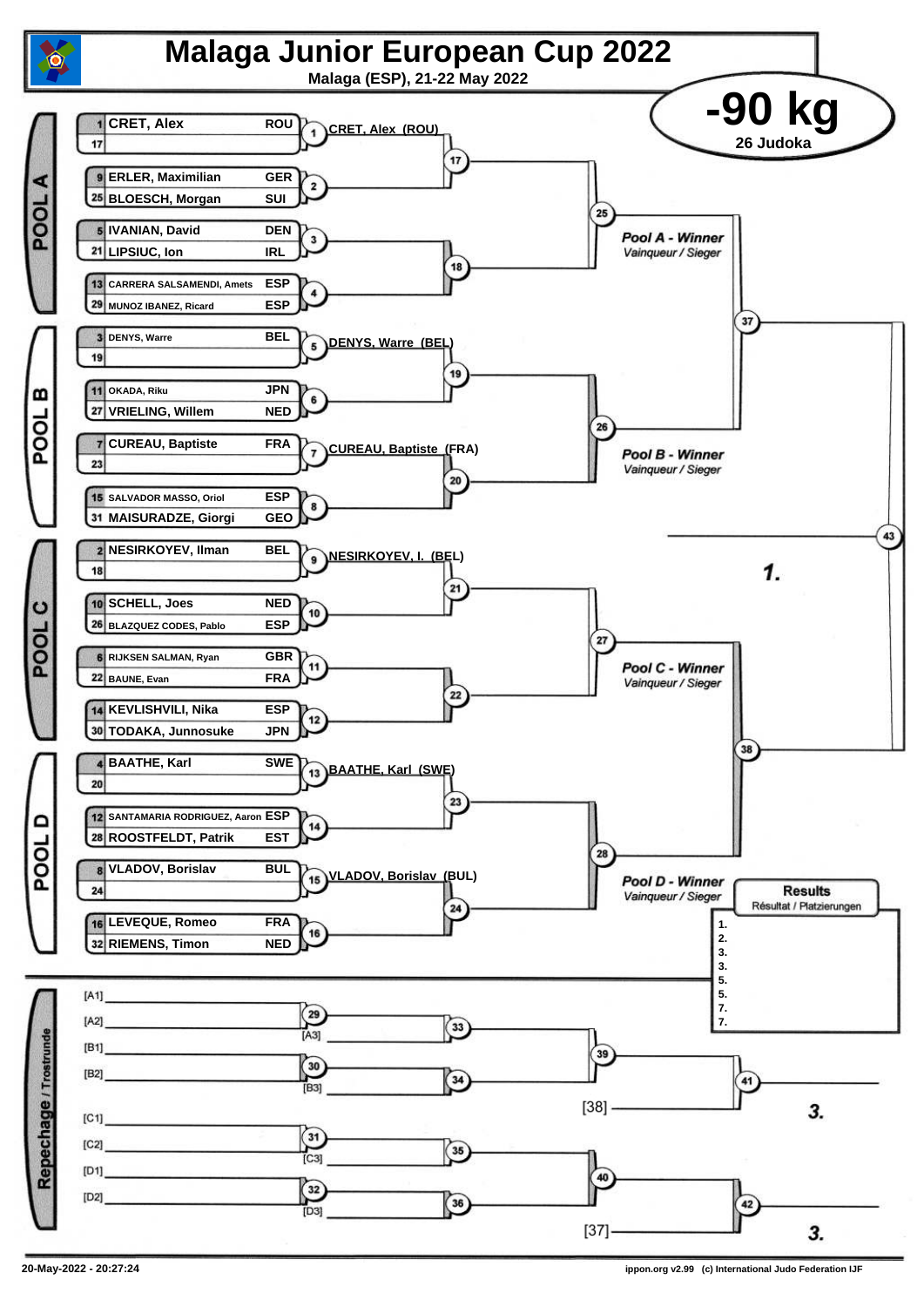# Malaga Junior European Cup 2022

**Malaga (ESP), 21-22 May 2022**

## -90 kg

**26 Judoka**

### POOL A

| Seed | Name | Country | Match | Winner |
|---|---|---|---|---|
| 1 | CRET, Alex | ROU | 1 | CRET, Alex (ROU) |
| 17 | | | | |
| 9 | ERLER, Maximilian | GER | 2 | |
| 25 | BLOESCH, Morgan | SUI | | |
| 5 | IVANIAN, David | DEN | 3 | |
| 21 | LIPSIUC, Ion | IRL | | |
| 13 | CARRERA SALSAMENDI, Amets | ESP | 4 | |
| 29 | MUNOZ IBANEZ, Ricard | ESP | | |

Matches 17, 18 → 25 — *Pool A - Winner* / *Vainqueur / Sieger*

### POOL B

| Seed | Name | Country | Match | Winner |
|---|---|---|---|---|
| 3 | DENYS, Warre | BEL | 5 | DENYS, Warre (BEL) |
| 19 | | | | |
| 11 | OKADA, Riku | JPN | 6 | |
| 27 | VRIELING, Willem | NED | | |
| 7 | CUREAU, Baptiste | FRA | 7 | CUREAU, Baptiste (FRA) |
| 23 | | | | |
| 15 | SALVADOR MASSO, Oriol | ESP | 8 | |
| 31 | MAISURADZE, Giorgi | GEO | | |

Matches 19, 20 → 26 — *Pool B - Winner* / *Vainqueur / Sieger*

### POOL C

| Seed | Name | Country | Match | Winner |
|---|---|---|---|---|
| 2 | NESIRKOYEV, Ilman | BEL | 9 | NESIRKOYEV, I. (BEL) |
| 18 | | | | |
| 10 | SCHELL, Joes | NED | 10 | |
| 26 | BLAZQUEZ CODES, Pablo | ESP | | |
| 6 | RIJKSEN SALMAN, Ryan | GBR | 11 | |
| 22 | BAUNE, Evan | FRA | | |
| 14 | KEVLISHVILI, Nika | ESP | 12 | |
| 30 | TODAKA, Junnosuke | JPN | | |

Matches 21, 22 → 27 — *Pool C - Winner* / *Vainqueur / Sieger*

### POOL D

| Seed | Name | Country | Match | Winner |
|---|---|---|---|---|
| 4 | BAATHE, Karl | SWE | 13 | BAATHE, Karl (SWE) |
| 20 | | | | |
| 12 | SANTAMARIA RODRIGUEZ, Aaron | ESP | 14 | |
| 28 | ROOSTFELDT, Patrik | EST | | |
| 8 | VLADOV, Borislav | BUL | 15 | VLADOV, Borislav (BUL) |
| 24 | | | | |
| 16 | LEVEQUE, Romeo | FRA | 16 | |
| 32 | RIEMENS, Timon | NED | | |

Matches 23, 24 → 28 — *Pool D - Winner* / *Vainqueur / Sieger*

Semi-finals: 37 (Pool A vs Pool B), 38 (Pool C vs Pool D) → Final 43 — **1.**

### Repechage / Trostrunde

- 29: [A1] vs [A2] → 33 vs [A3]
- 30: [B1] vs [B2] → 34 vs [B3]
- 33 vs 34 → 39; 39 vs [38] → 41 — **3.**
- 31: [C1] vs [C2] → 35 vs [C3]
- 32: [D1] vs [D2] → 36 vs [D3]
- 35 vs 36 → 40; 40 vs [37] → 42 — **3.**

### Results
Résultat / Platzierungen

1.
2.
3.
3.
5.
5.
7.
7.

20-May-2022 - 20:27:24 — ippon.org v2.99 (c) International Judo Federation IJF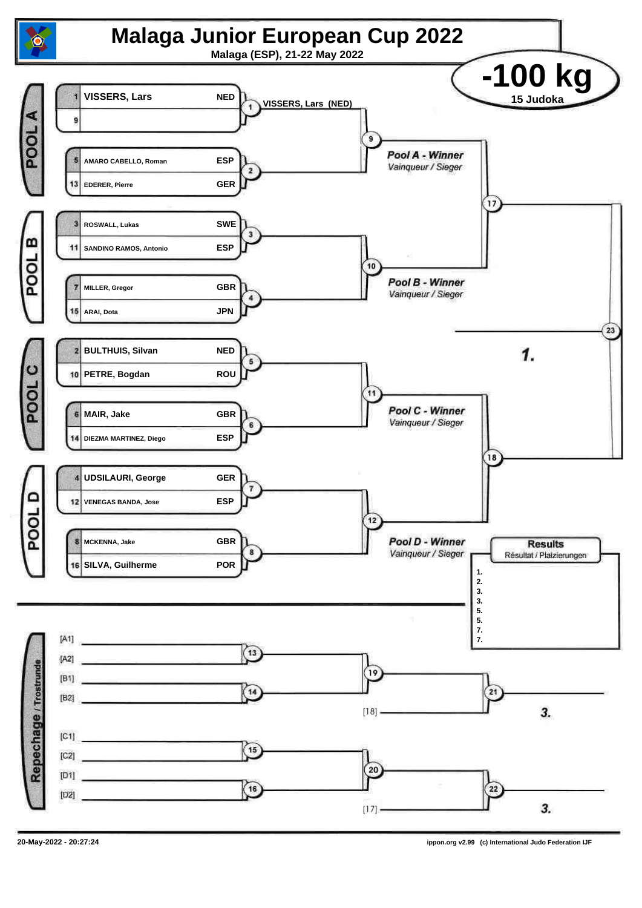# Malaga Junior European Cup 2022

**Malaga (ESP), 21-22 May 2022**

## -100 kg

**15 Judoka**

### POOL A

| Seed | Name | Country |
|---|---|---|
| 1 | VISSERS, Lars | NED |
| 9 | | |
| 5 | AMARO CABELLO, Roman | ESP |
| 13 | EDERER, Pierre | GER |

Contest 1: VISSERS, Lars (NED)

Contest 2, Contest 9

*Pool A - Winner*
*Vainqueur / Sieger*

### POOL B

| Seed | Name | Country |
|---|---|---|
| 3 | ROSWALL, Lukas | SWE |
| 11 | SANDINO RAMOS, Antonio | ESP |
| 7 | MILLER, Gregor | GBR |
| 15 | ARAI, Dota | JPN |

Contest 3, Contest 4, Contest 10

*Pool B - Winner*
*Vainqueur / Sieger*

Contest 17

### POOL C

| Seed | Name | Country |
|---|---|---|
| 2 | BULTHUIS, Silvan | NED |
| 10 | PETRE, Bogdan | ROU |
| 6 | MAIR, Jake | GBR |
| 14 | DIEZMA MARTINEZ, Diego | ESP |

Contest 5, Contest 6, Contest 11

*Pool C - Winner*
*Vainqueur / Sieger*

### POOL D

| Seed | Name | Country |
|---|---|---|
| 4 | UDSILAURI, George | GER |
| 12 | VENEGAS BANDA, Jose | ESP |
| 8 | MCKENNA, Jake | GBR |
| 16 | SILVA, Guilherme | POR |

Contest 7, Contest 8, Contest 12

*Pool D - Winner*
*Vainqueur / Sieger*

Contest 18

Contest 23 — **1.**

### Results

Résultat / Platzierungen

1.
2.
3.
3.
5.
5.
7.
7.

### Repechage / Trostrunde

[A1]
[A2] — Contest 13
[B1]
[B2] — Contest 14
Contest 19
[18] — Contest 21 — **3.**

[C1]
[C2] — Contest 15
[D1]
[D2] — Contest 16
Contest 20
[17] — Contest 22 — **3.**

20-May-2022 - 20:27:24

ippon.org v2.99 (c) International Judo Federation IJF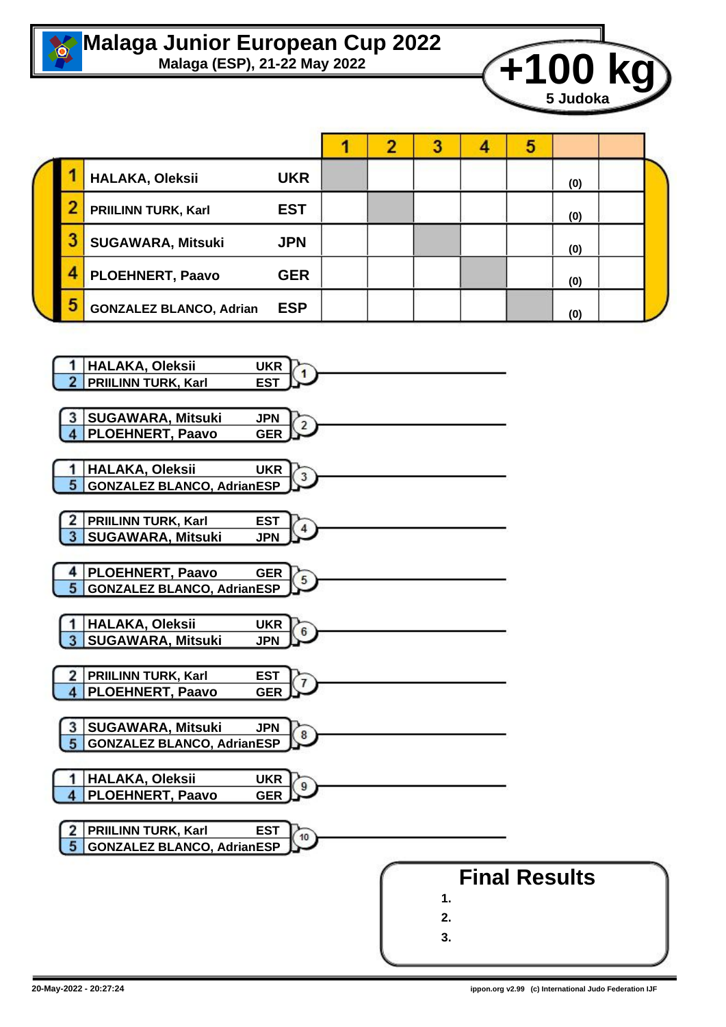# Malaga Junior European Cup 2022

**Malaga (ESP), 21-22 May 2022**

## +100 kg

**5 Judoka**

| | Name | Nation | 1 | 2 | 3 | 4 | 5 | | |
|---|---|---|---|---|---|---|---|---|---|
| 1 | HALAKA, Oleksii | UKR | | | | | | (0) | |
| 2 | PRIILINN TURK, Karl | EST | | | | | | (0) | |
| 3 | SUGAWARA, Mitsuki | JPN | | | | | | (0) | |
| 4 | PLOEHNERT, Paavo | GER | | | | | | (0) | |
| 5 | GONZALEZ BLANCO, Adrian | ESP | | | | | | (0) | |

| Contest | No. | Name | Nation |
|---|---|---|---|
| 1 | 1 | HALAKA, Oleksii | UKR |
| | 2 | PRIILINN TURK, Karl | EST |
| 2 | 3 | SUGAWARA, Mitsuki | JPN |
| | 4 | PLOEHNERT, Paavo | GER |
| 3 | 1 | HALAKA, Oleksii | UKR |
| | 5 | GONZALEZ BLANCO, Adrian | ESP |
| 4 | 2 | PRIILINN TURK, Karl | EST |
| | 3 | SUGAWARA, Mitsuki | JPN |
| 5 | 4 | PLOEHNERT, Paavo | GER |
| | 5 | GONZALEZ BLANCO, Adrian | ESP |
| 6 | 1 | HALAKA, Oleksii | UKR |
| | 3 | SUGAWARA, Mitsuki | JPN |
| 7 | 2 | PRIILINN TURK, Karl | EST |
| | 4 | PLOEHNERT, Paavo | GER |
| 8 | 3 | SUGAWARA, Mitsuki | JPN |
| | 5 | GONZALEZ BLANCO, Adrian | ESP |
| 9 | 1 | HALAKA, Oleksii | UKR |
| | 4 | PLOEHNERT, Paavo | GER |
| 10 | 2 | PRIILINN TURK, Karl | EST |
| | 5 | GONZALEZ BLANCO, Adrian | ESP |

### Final Results

1.
2.
3.

20-May-2022 - 20:27:24

ippon.org v2.99 (c) International Judo Federation IJF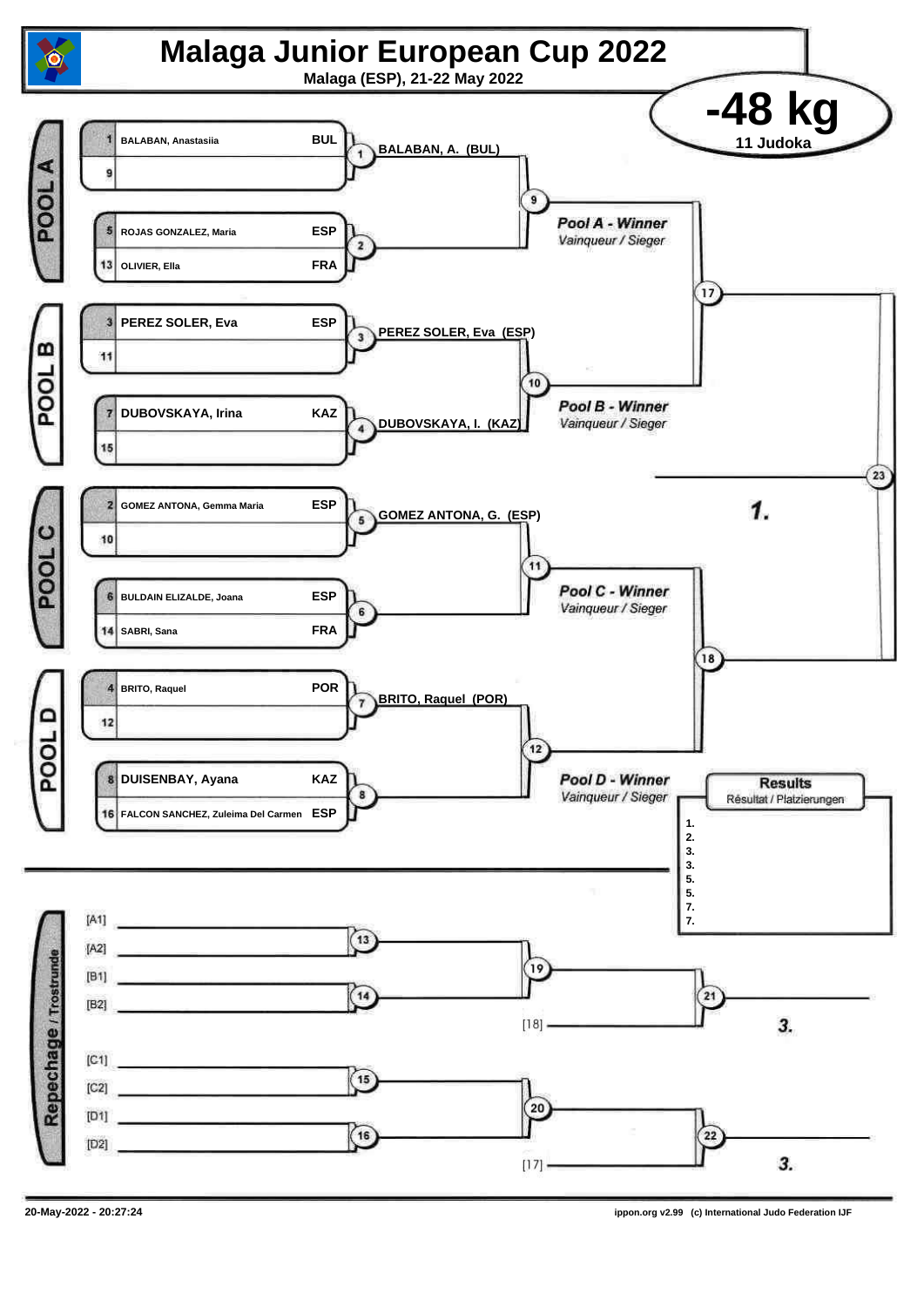# Malaga Junior European Cup 2022

**Malaga (ESP), 21-22 May 2022**

## -48 kg

**11 Judoka**

### POOL A

| Seed | Name | Nation |
|---|---|---|
| 1 | BALABAN, Anastasiia | BUL |
| 9 | | |
| 5 | ROJAS GONZALEZ, Maria | ESP |
| 13 | OLIVIER, Ella | FRA |

- 1: BALABAN, A. (BUL)
- 2:
- 9: *Pool A - Winner* / *Vainqueur / Sieger*

### POOL B

| Seed | Name | Nation |
|---|---|---|
| 3 | PEREZ SOLER, Eva | ESP |
| 11 | | |
| 7 | DUBOVSKAYA, Irina | KAZ |
| 15 | | |

- 3: PEREZ SOLER, Eva (ESP)
- 4: DUBOVSKAYA, I. (KAZ)
- 10: *Pool B - Winner* / *Vainqueur / Sieger*

### POOL C

| Seed | Name | Nation |
|---|---|---|
| 2 | GOMEZ ANTONA, Gemma Maria | ESP |
| 10 | | |
| 6 | BULDAIN ELIZALDE, Joana | ESP |
| 14 | SABRI, Sana | FRA |

- 5: GOMEZ ANTONA, G. (ESP)
- 6:
- 11: *Pool C - Winner* / *Vainqueur / Sieger*

### POOL D

| Seed | Name | Nation |
|---|---|---|
| 4 | BRITO, Raquel | POR |
| 12 | | |
| 8 | DUISENBAY, Ayana | KAZ |
| 16 | FALCON SANCHEZ, Zuleima Del Carmen | ESP |

- 7: BRITO, Raquel (POR)
- 8:
- 12: *Pool D - Winner* / *Vainqueur / Sieger*

### Final

- 17:
- 18:
- 23: *1.*

### Results / Résultat / Platzierungen

1.
2.
3.
3.
5.
5.
7.
7.

### Repechage / Trostrunde

- 13: [A1] / [A2]
- 14: [B1] / [B2]
- 19:
- 21: [18] — *3.*
- 15: [C1] / [C2]
- 16: [D1] / [D2]
- 20:
- 22: [17] — *3.*

20-May-2022 - 20:27:24

ippon.org v2.99 (c) International Judo Federation IJF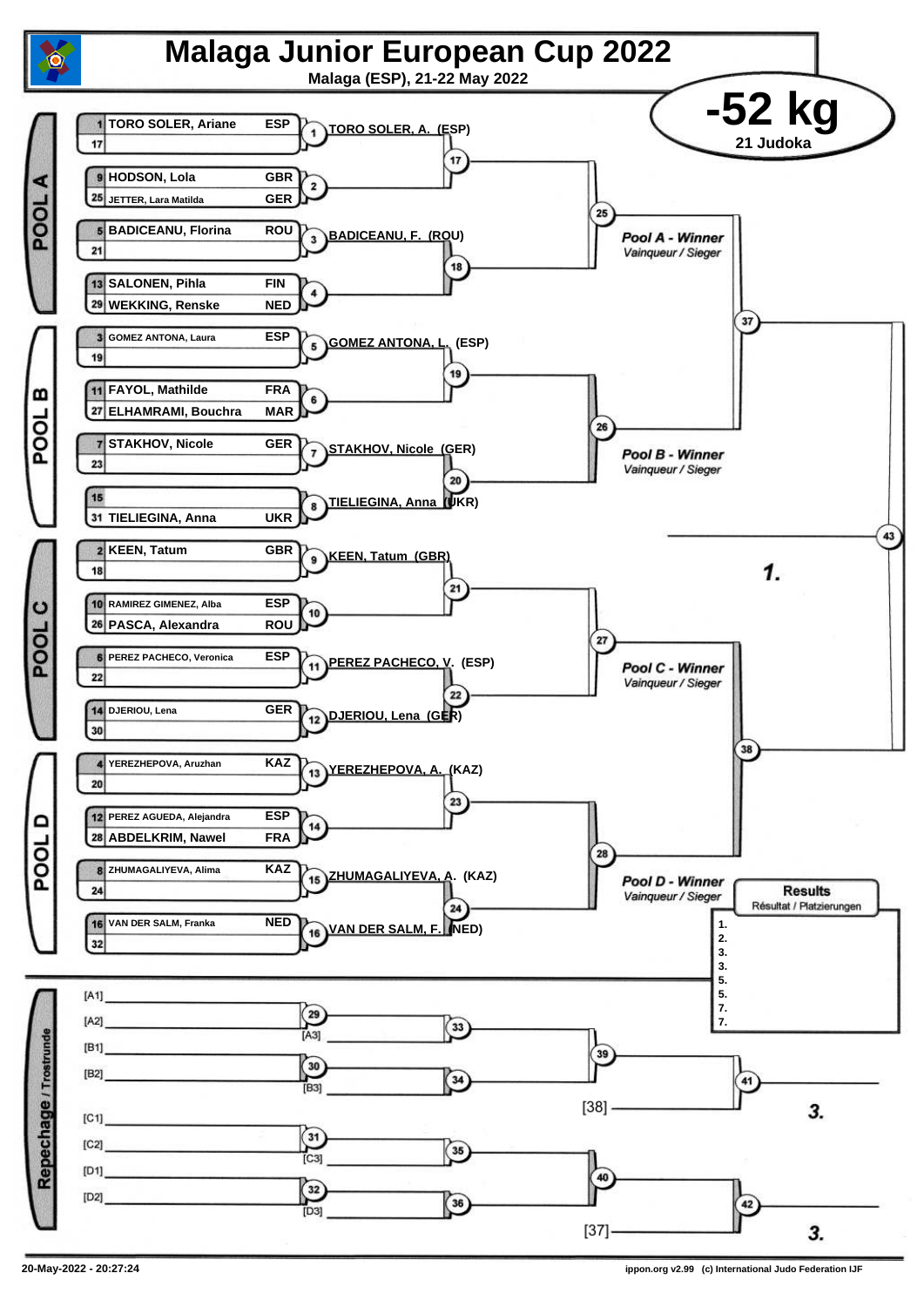# Malaga Junior European Cup 2022

**Malaga (ESP), 21-22 May 2022**

## -52 kg

**21 Judoka**

### POOL A

| Seed | Name | Nation |
|---|---|---|
| 1 | TORO SOLER, Ariane | ESP |
| 17 | | |
| 9 | HODSON, Lola | GBR |
| 25 | JETTER, Lara Matilda | GER |
| 5 | BADICEANU, Florina | ROU |
| 21 | | |
| 13 | SALONEN, Pihla | FIN |
| 29 | WEKKING, Renske | NED |

- 1: TORO SOLER, A. (ESP)
- 3: BADICEANU, F. (ROU)

Pool A - Winner / *Vainqueur / Sieger*

### POOL B

| Seed | Name | Nation |
|---|---|---|
| 3 | GOMEZ ANTONA, Laura | ESP |
| 19 | | |
| 11 | FAYOL, Mathilde | FRA |
| 27 | ELHAMRAMI, Bouchra | MAR |
| 7 | STAKHOV, Nicole | GER |
| 23 | | |
| 15 | | |
| 31 | TIELIEGINA, Anna | UKR |

- 5: GOMEZ ANTONA, L. (ESP)
- 7: STAKHOV, Nicole (GER)
- 8: TIELIEGINA, Anna (UKR)

Pool B - Winner / *Vainqueur / Sieger*

### POOL C

| Seed | Name | Nation |
|---|---|---|
| 2 | KEEN, Tatum | GBR |
| 18 | | |
| 10 | RAMIREZ GIMENEZ, Alba | ESP |
| 26 | PASCA, Alexandra | ROU |
| 6 | PEREZ PACHECO, Veronica | ESP |
| 22 | | |
| 14 | DJERIOU, Lena | GER |
| 30 | | |

- 9: KEEN, Tatum (GBR)
- 11: PEREZ PACHECO, V. (ESP)
- 12: DJERIOU, Lena (GER)

Pool C - Winner / *Vainqueur / Sieger*

### POOL D

| Seed | Name | Nation |
|---|---|---|
| 4 | YEREZHEPOVA, Aruzhan | KAZ |
| 20 | | |
| 12 | PEREZ AGUEDA, Alejandra | ESP |
| 28 | ABDELKRIM, Nawel | FRA |
| 8 | ZHUMAGALIYEVA, Alima | KAZ |
| 24 | | |
| 16 | VAN DER SALM, Franka | NED |
| 32 | | |

- 13: YEREZHEPOVA, A. (KAZ)
- 15: ZHUMAGALIYEVA, A. (KAZ)
- 16: VAN DER SALM, F. (NED)

Pool D - Winner / *Vainqueur / Sieger*

Final (43): 1.

### Repechage / Trostrunde

[A1] [A2] (29) [A3] (33)
[B1] [B2] (30) [B3] (34)
(39) (41) [38] 3.
[C1] [C2] (31) [C3] (35)
[D1] [D2] (32) [D3] (36)
(40) (42) [37] 3.

### Results
*Résultat / Platzierungen*

1.
2.
3.
3.
5.
5.
7.
7.

20-May-2022 - 20:27:24 — ippon.org v2.99 (c) International Judo Federation IJF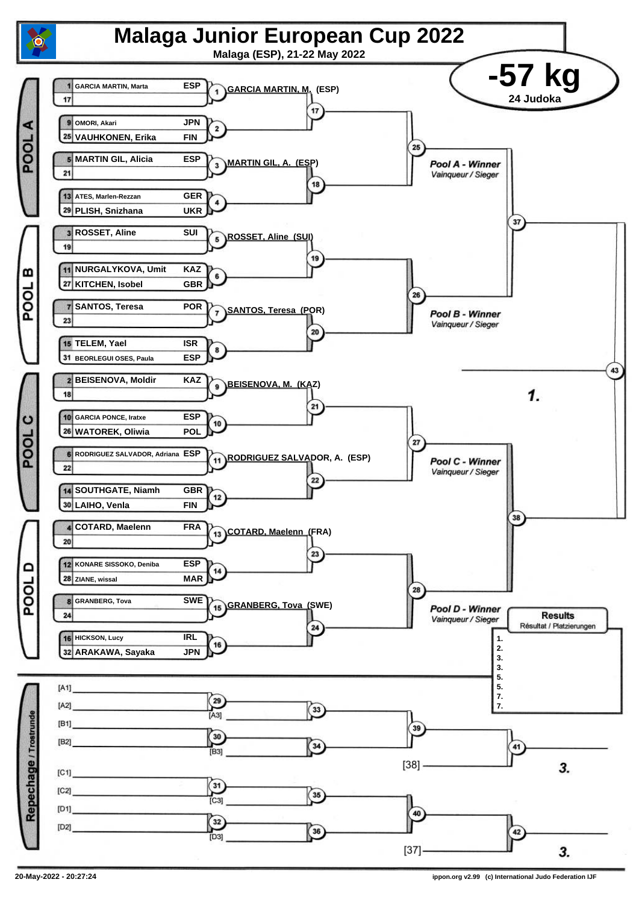# Malaga Junior European Cup 2022

**Malaga (ESP), 21-22 May 2022**

## -57 kg

**24 Judoka**

## POOL A

| Seed | Name | Country |
|---|---|---|
| 1 | GARCIA MARTIN, Marta | ESP |
| 17 | | |
| 9 | OMORI, Akari | JPN |
| 25 | VAUHKONEN, Erika | FIN |
| 5 | MARTIN GIL, Alicia | ESP |
| 21 | | |
| 13 | ATES, Marlen-Rezzan | GER |
| 29 | PLISH, Snizhana | UKR |

- (1) GARCIA MARTIN, M. (ESP)
- (2)
- (3) MARTIN GIL, A. (ESP)
- (4)
- (17)
- (18)
- (25)

*Pool A - Winner*
*Vainqueur / Sieger*

## POOL B

| Seed | Name | Country |
|---|---|---|
| 3 | ROSSET, Aline | SUI |
| 19 | | |
| 11 | NURGALYKOVA, Umit | KAZ |
| 27 | KITCHEN, Isobel | GBR |
| 7 | SANTOS, Teresa | POR |
| 23 | | |
| 15 | TELEM, Yael | ISR |
| 31 | BEORLEGUI OSES, Paula | ESP |

- (5) ROSSET, Aline (SUI)
- (6)
- (7) SANTOS, Teresa (POR)
- (8)
- (19)
- (20)
- (26)

*Pool B - Winner*
*Vainqueur / Sieger*

## POOL C

| Seed | Name | Country |
|---|---|---|
| 2 | BEISENOVA, Moldir | KAZ |
| 18 | | |
| 10 | GARCIA PONCE, Iratxe | ESP |
| 26 | WATOREK, Oliwia | POL |
| 6 | RODRIGUEZ SALVADOR, Adriana | ESP |
| 22 | | |
| 14 | SOUTHGATE, Niamh | GBR |
| 30 | LAIHO, Venla | FIN |

- (9) BEISENOVA, M. (KAZ)
- (10)
- (11) RODRIGUEZ SALVADOR, A. (ESP)
- (12)
- (21)
- (22)
- (27)

*Pool C - Winner*
*Vainqueur / Sieger*

## POOL D

| Seed | Name | Country |
|---|---|---|
| 4 | COTARD, Maelenn | FRA |
| 20 | | |
| 12 | KONARE SISSOKO, Deniba | ESP |
| 28 | ZIANE, wissal | MAR |
| 8 | GRANBERG, Tova | SWE |
| 24 | | |
| 16 | HICKSON, Lucy | IRL |
| 32 | ARAKAWA, Sayaka | JPN |

- (13) COTARD, Maelenn (FRA)
- (14)
- (15) GRANBERG, Tova (SWE)
- (16)
- (23)
- (24)
- (28)

*Pool D - Winner*
*Vainqueur / Sieger*

## Final

- (37) Pool A / Pool B
- (38) Pool C / Pool D
- (43) **1.**

## Results

Résultat / Platzierungen

1.
2.
3.
3.
5.
5.
7.
7.

## Repechage / Trostrunde

- [A1] / [A2] → (29) → vs [A3] → (33)
- [B1] / [B2] → (30) → vs [B3] → (34)
- (33) / (34) → (39) → vs [38] → (41) → **3.**
- [C1] / [C2] → (31) → vs [C3] → (35)
- [D1] / [D2] → (32) → vs [D3] → (36)
- (35) / (36) → (40) → vs [37] → (42) → **3.**

20-May-2022 - 20:27:24

ippon.org v2.99 (c) International Judo Federation IJF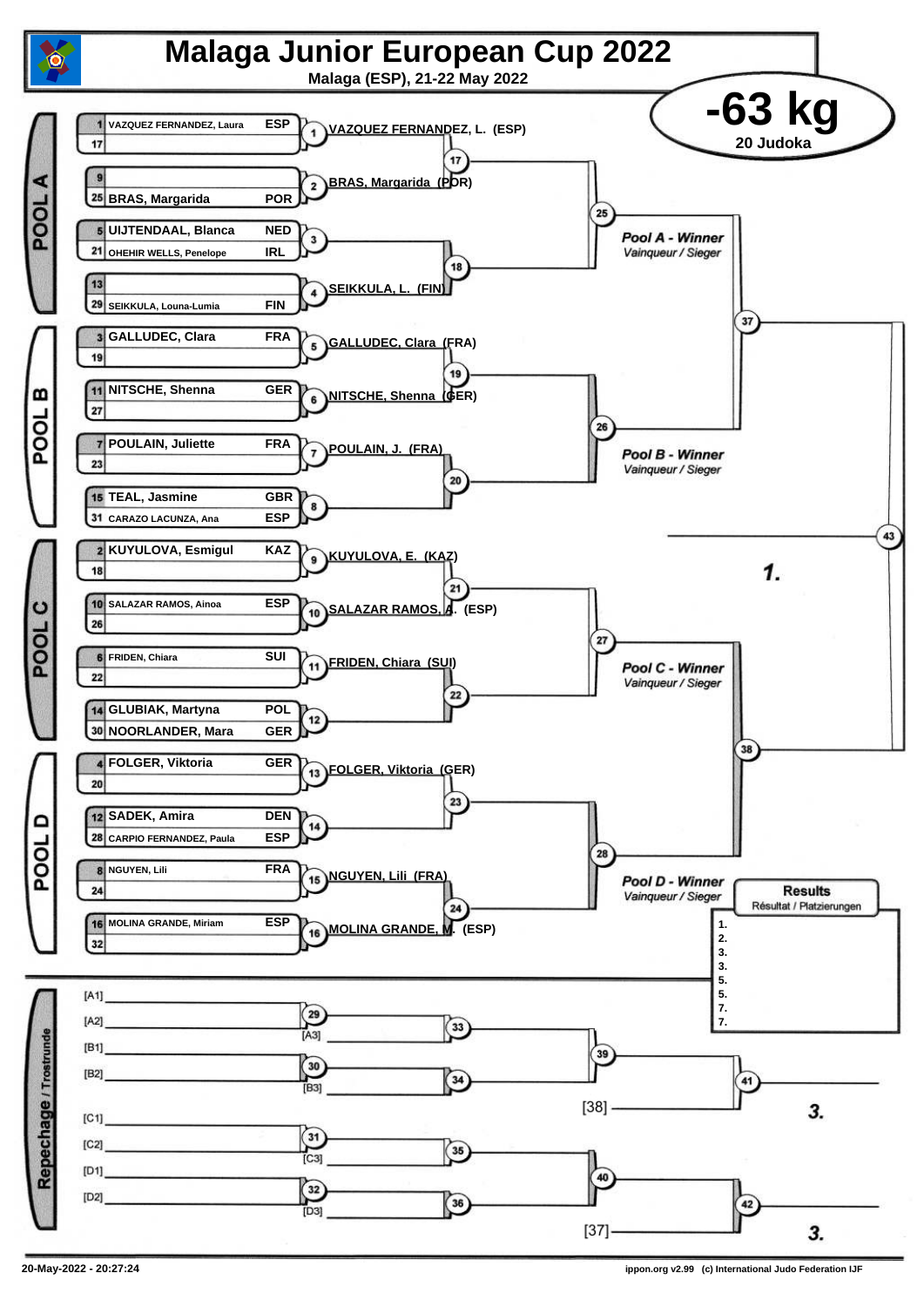# Malaga Junior European Cup 2022

**Malaga (ESP), 21-22 May 2022**

## -63 kg

**20 Judoka**

### POOL A

| Seed | Name | Nation |
|---|---|---|
| 1 | VAZQUEZ FERNANDEZ, Laura | ESP |
| 17 | | |
| 9 | | |
| 25 | BRAS, Margarida | POR |
| 5 | UIJTENDAAL, Blanca | NED |
| 21 | OHEHIR WELLS, Penelope | IRL |
| 13 | | |
| 29 | SEIKKULA, Louna-Lumia | FIN |

- (1) VAZQUEZ FERNANDEZ, L. (ESP)
- (2) BRAS, Margarida (POR)
- (3)
- (4) SEIKKULA, L. (FIN)
- (17), (18), (25)

*Pool A - Winner* / Vainqueur / Sieger

### POOL B

| Seed | Name | Nation |
|---|---|---|
| 3 | GALLUDEC, Clara | FRA |
| 19 | | |
| 11 | NITSCHE, Shenna | GER |
| 27 | | |
| 7 | POULAIN, Juliette | FRA |
| 23 | | |
| 15 | TEAL, Jasmine | GBR |
| 31 | CARAZO LACUNZA, Ana | ESP |

- (5) GALLUDEC, Clara (FRA)
- (6) NITSCHE, Shenna (GER)
- (7) POULAIN, J. (FRA)
- (8)
- (19), (20), (26)

*Pool B - Winner* / Vainqueur / Sieger

### POOL C

| Seed | Name | Nation |
|---|---|---|
| 2 | KUYULOVA, Esmigul | KAZ |
| 18 | | |
| 10 | SALAZAR RAMOS, Ainoa | ESP |
| 26 | | |
| 6 | FRIDEN, Chiara | SUI |
| 22 | | |
| 14 | GLUBIAK, Martyna | POL |
| 30 | NOORLANDER, Mara | GER |

- (9) KUYULOVA, E. (KAZ)
- (10) SALAZAR RAMOS, A. (ESP)
- (11) FRIDEN, Chiara (SUI)
- (12)
- (21), (22), (27)

*Pool C - Winner* / Vainqueur / Sieger

### POOL D

| Seed | Name | Nation |
|---|---|---|
| 4 | FOLGER, Viktoria | GER |
| 20 | | |
| 12 | SADEK, Amira | DEN |
| 28 | CARPIO FERNANDEZ, Paula | ESP |
| 8 | NGUYEN, Lili | FRA |
| 24 | | |
| 16 | MOLINA GRANDE, Miriam | ESP |
| 32 | | |

- (13) FOLGER, Viktoria (GER)
- (14)
- (15) NGUYEN, Lili (FRA)
- (16) MOLINA GRANDE, M. (ESP)
- (23), (24), (28)

*Pool D - Winner* / Vainqueur / Sieger

### Final

- (37), (38), (43) → **1.**

### Results / Résultat / Platzierungen

1.
2.
3.
3.
5.
5.
7.
7.

### Repechage / Trostrunde

- [A1] / [A2] → (29) → vs [A3] → (33)
- [B1] / [B2] → (30) → vs [B3] → (34)
- (33) / (34) → (39) → vs [38] → (41) → **3.**
- [C1] / [C2] → (31) → vs [C3] → (35)
- [D1] / [D2] → (32) → vs [D3] → (36)
- (35) / (36) → (40) → vs [37] → (42) → **3.**

20-May-2022 - 20:27:24

ippon.org v2.99 (c) International Judo Federation IJF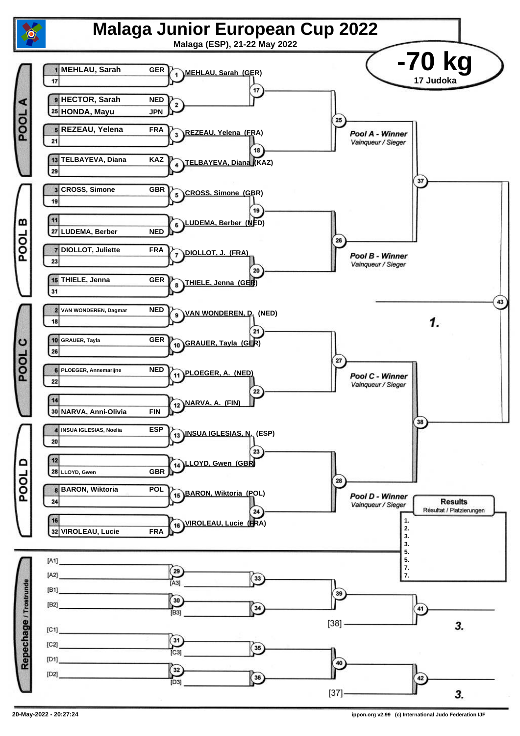# Malaga Junior European Cup 2022

Malaga (ESP), 21-22 May 2022

## -70 kg

17 Judoka

### POOL A

| Seed | Name | Nation |
|---|---|---|
| 1 | MEHLAU, Sarah | GER |
| 17 | | |
| 9 | HECTOR, Sarah | NED |
| 25 | HONDA, Mayu | JPN |
| 5 | REZEAU, Yelena | FRA |
| 21 | | |
| 13 | TELBAYEVA, Diana | KAZ |
| 29 | | |

- 1: MEHLAU, Sarah (GER)
- 2:
- 3: REZEAU, Yelena (FRA)
- 4: TELBAYEVA, Diana (KAZ)
- 17
- 18
- 25

Pool A - Winner / Vainqueur / Sieger

### POOL B

| Seed | Name | Nation |
|---|---|---|
| 3 | CROSS, Simone | GBR |
| 19 | | |
| 11 | | |
| 27 | LUDEMA, Berber | NED |
| 7 | DIOLLOT, Juliette | FRA |
| 23 | | |
| 15 | THIELE, Jenna | GER |
| 31 | | |

- 5: CROSS, Simone (GBR)
- 6: LUDEMA, Berber (NED)
- 7: DIOLLOT, J. (FRA)
- 8: THIELE, Jenna (GER)
- 19
- 20
- 26

Pool B - Winner / Vainqueur / Sieger

37 — 43 — **1.**

### POOL C

| Seed | Name | Nation |
|---|---|---|
| 2 | VAN WONDEREN, Dagmar | NED |
| 18 | | |
| 10 | GRAUER, Tayla | GER |
| 26 | | |
| 6 | PLOEGER, Annemarijne | NED |
| 22 | | |
| 14 | | |
| 30 | NARVA, Anni-Olivia | FIN |

- 9: VAN WONDEREN, D. (NED)
- 10: GRAUER, Tayla (GER)
- 11: PLOEGER, A. (NED)
- 12: NARVA, A. (FIN)
- 21
- 22
- 27

Pool C - Winner / Vainqueur / Sieger

### POOL D

| Seed | Name | Nation |
|---|---|---|
| 4 | INSUA IGLESIAS, Noelia | ESP |
| 20 | | |
| 12 | | |
| 28 | LLOYD, Gwen | GBR |
| 8 | BARON, Wiktoria | POL |
| 24 | | |
| 16 | | |
| 32 | VIROLEAU, Lucie | FRA |

- 13: INSUA IGLESIAS, N. (ESP)
- 14: LLOYD, Gwen (GBR)
- 15: BARON, Wiktoria (POL)
- 16: VIROLEAU, Lucie (FRA)
- 23
- 24
- 28

Pool D - Winner / Vainqueur / Sieger

38

### Results / Résultat / Platzierungen

1.
2.
3.
3.
5.
5.
7.
7.

### Repechage / Trostrunde

- [A1] / [A2] — 29 — [A3] — 33
- [B1] / [B2] — 30 — [B3] — 34
- 33 / 34 — 39; [38] — 41 — **3.**
- [C1] / [C2] — 31 — [C3] — 35
- [D1] / [D2] — 32 — [D3] — 36
- 35 / 36 — 40; [37] — 42 — **3.**

20-May-2022 - 20:27:24

ippon.org v2.99 (c) International Judo Federation IJF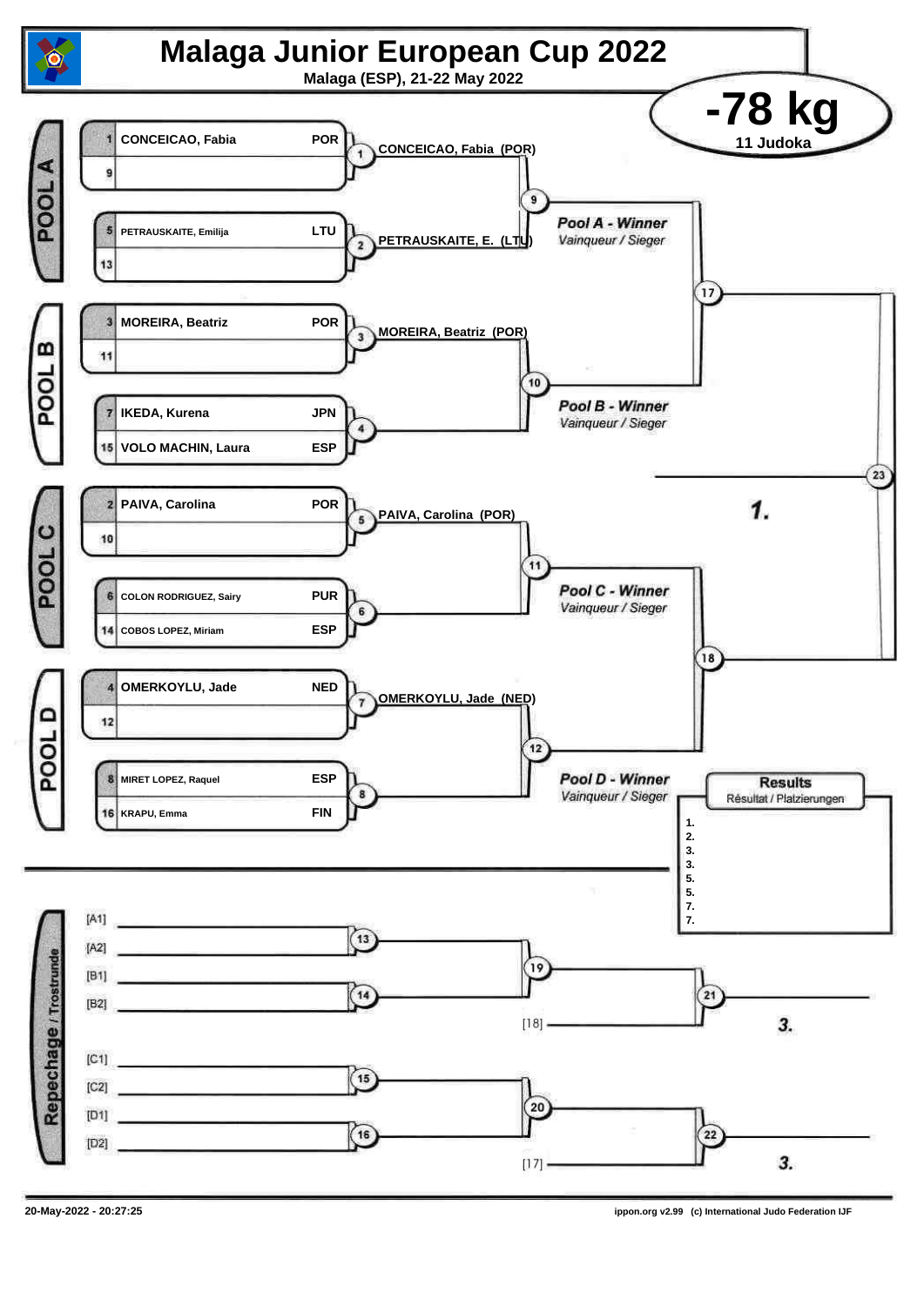# Malaga Junior European Cup 2022

**Malaga (ESP), 21-22 May 2022**

## -78 kg

**11 Judoka**

### POOL A

| Seed | Name | Country |
|---|---|---|
| 1 | CONCEICAO, Fabia | POR |
| 9 | | |
| 5 | PETRAUSKAITE, Emilija | LTU |
| 13 | | |

- 1: CONCEICAO, Fabia (POR)
- 2: PETRAUSKAITE, E. (LTU)
- 9: Pool A - Winner / *Vainqueur / Sieger*

### POOL B

| Seed | Name | Country |
|---|---|---|
| 3 | MOREIRA, Beatriz | POR |
| 11 | | |
| 7 | IKEDA, Kurena | JPN |
| 15 | VOLO MACHIN, Laura | ESP |

- 3: MOREIRA, Beatriz (POR)
- 4:
- 10: Pool B - Winner / *Vainqueur / Sieger*

### POOL C

| Seed | Name | Country |
|---|---|---|
| 2 | PAIVA, Carolina | POR |
| 10 | | |
| 6 | COLON RODRIGUEZ, Sairy | PUR |
| 14 | COBOS LOPEZ, Miriam | ESP |

- 5: PAIVA, Carolina (POR)
- 6:
- 11: Pool C - Winner / *Vainqueur / Sieger*

### POOL D

| Seed | Name | Country |
|---|---|---|
| 4 | OMERKOYLU, Jade | NED |
| 12 | | |
| 8 | MIRET LOPEZ, Raquel | ESP |
| 16 | KRAPU, Emma | FIN |

- 7: OMERKOYLU, Jade (NED)
- 8:
- 12: Pool D - Winner / *Vainqueur / Sieger*

### Semi-finals and Final

- 17:
- 18:
- 23: **1.**

### Repechage / Trostrunde

- 13: [A1] / [A2]
- 14: [B1] / [B2]
- 19:
- 21: [18] — **3.**
- 15: [C1] / [C2]
- 16: [D1] / [D2]
- 20:
- 22: [17] — **3.**

### Results

Résultat / Platzierungen

1.
2.
3.
3.
5.
5.
7.
7.

20-May-2022 - 20:27:25

ippon.org v2.99 (c) International Judo Federation IJF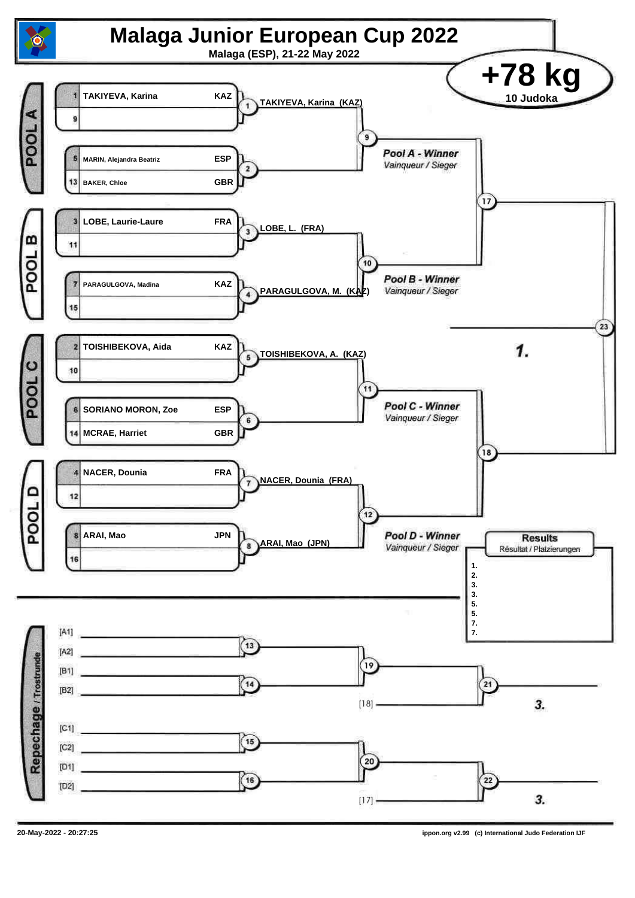# Malaga Junior European Cup 2022

**Malaga (ESP), 21-22 May 2022**

# +78 kg

**10 Judoka**

## POOL A

| | Name | Nation |
|---|---|---|
| 1 | TAKIYEVA, Karina | KAZ |
| 9 | | |
| 5 | MARIN, Alejandra Beatriz | ESP |
| 13 | BAKER, Chloe | GBR |

1 TAKIYEVA, Karina (KAZ)

2

9

Pool A - Winner *Vainqueur / Sieger*

## POOL B

| | Name | Nation |
|---|---|---|
| 3 | LOBE, Laurie-Laure | FRA |
| 11 | | |
| 7 | PARAGULGOVA, Madina | KAZ |
| 15 | | |

3 LOBE, L. (FRA)

4 PARAGULGOVA, M. (KAZ)

10

Pool B - Winner *Vainqueur / Sieger*

17

23

**1.**

## POOL C

| | Name | Nation |
|---|---|---|
| 2 | TOISHIBEKOVA, Aida | KAZ |
| 10 | | |
| 6 | SORIANO MORON, Zoe | ESP |
| 14 | MCRAE, Harriet | GBR |

5 TOISHIBEKOVA, A. (KAZ)

6

11

Pool C - Winner *Vainqueur / Sieger*

18

## POOL D

| | Name | Nation |
|---|---|---|
| 4 | NACER, Dounia | FRA |
| 12 | | |
| 8 | ARAI, Mao | JPN |
| 16 | | |

7 NACER, Dounia (FRA)

8 ARAI, Mao (JPN)

12

Pool D - Winner *Vainqueur / Sieger*

## Results
Résultat / Platzierungen

1.
2.
3.
3.
5.
5.
7.
7.

## Repechage / Trostrunde

[A1]
[A2] — 13

[B1]
[B2] — 14

19

[18] — 21 — **3.**

[C1]
[C2] — 15

[D1]
[D2] — 16

20

[17] — 22 — **3.**

20-May-2022 - 20:27:25

ippon.org v2.99 (c) International Judo Federation IJF